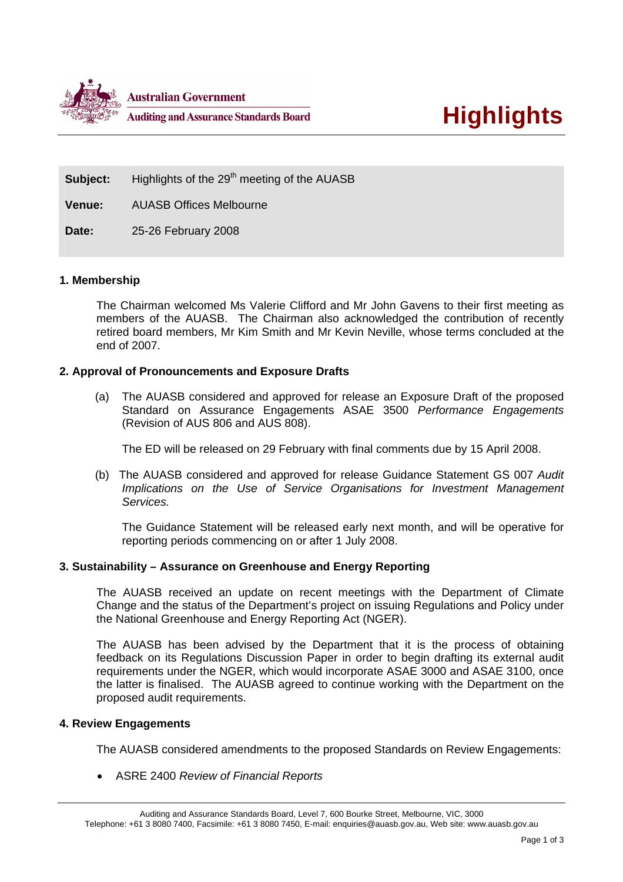Australian Government

Auditing and Assurance Standards Board

# Highlights

| | |
|---|---|
| **Subject:** | Highlights of the 29th meeting of the AUASB |
| **Venue:** | AUASB Offices Melbourne |
| **Date:** | 25-26 February 2008 |

## 1. Membership

The Chairman welcomed Ms Valerie Clifford and Mr John Gavens to their first meeting as members of the AUASB. The Chairman also acknowledged the contribution of recently retired board members, Mr Kim Smith and Mr Kevin Neville, whose terms concluded at the end of 2007.

## 2. Approval of Pronouncements and Exposure Drafts

(a) The AUASB considered and approved for release an Exposure Draft of the proposed Standard on Assurance Engagements ASAE 3500 *Performance Engagements* (Revision of AUS 806 and AUS 808).

The ED will be released on 29 February with final comments due by 15 April 2008.

(b) The AUASB considered and approved for release Guidance Statement GS 007 *Audit Implications on the Use of Service Organisations for Investment Management Services.*

The Guidance Statement will be released early next month, and will be operative for reporting periods commencing on or after 1 July 2008.

## 3. Sustainability – Assurance on Greenhouse and Energy Reporting

The AUASB received an update on recent meetings with the Department of Climate Change and the status of the Department's project on issuing Regulations and Policy under the National Greenhouse and Energy Reporting Act (NGER).

The AUASB has been advised by the Department that it is the process of obtaining feedback on its Regulations Discussion Paper in order to begin drafting its external audit requirements under the NGER, which would incorporate ASAE 3000 and ASAE 3100, once the latter is finalised. The AUASB agreed to continue working with the Department on the proposed audit requirements.

## 4. Review Engagements

The AUASB considered amendments to the proposed Standards on Review Engagements:

- ASRE 2400 *Review of Financial Reports*

Auditing and Assurance Standards Board, Level 7, 600 Bourke Street, Melbourne, VIC, 3000
Telephone: +61 3 8080 7400, Facsimile: +61 3 8080 7450, E-mail: enquiries@auasb.gov.au, Web site: www.auasb.gov.au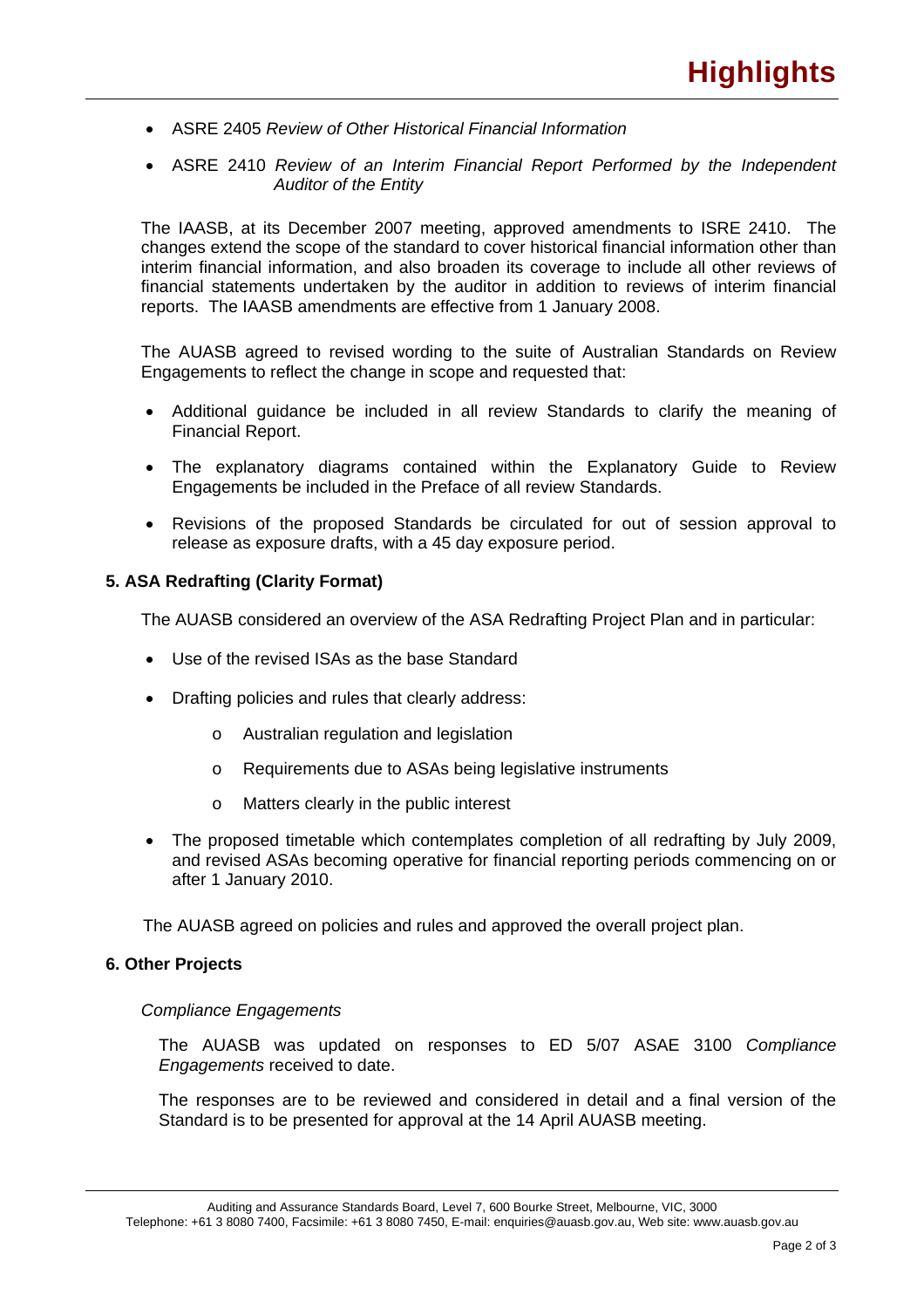- ASRE 2405 *Review of Other Historical Financial Information*
- ASRE 2410 *Review of an Interim Financial Report Performed by the Independent Auditor of the Entity*

The IAASB, at its December 2007 meeting, approved amendments to ISRE 2410. The changes extend the scope of the standard to cover historical financial information other than interim financial information, and also broaden its coverage to include all other reviews of financial statements undertaken by the auditor in addition to reviews of interim financial reports. The IAASB amendments are effective from 1 January 2008.

The AUASB agreed to revised wording to the suite of Australian Standards on Review Engagements to reflect the change in scope and requested that:

- Additional guidance be included in all review Standards to clarify the meaning of Financial Report.
- The explanatory diagrams contained within the Explanatory Guide to Review Engagements be included in the Preface of all review Standards.
- Revisions of the proposed Standards be circulated for out of session approval to release as exposure drafts, with a 45 day exposure period.

### 5. ASA Redrafting (Clarity Format)

The AUASB considered an overview of the ASA Redrafting Project Plan and in particular:

- Use of the revised ISAs as the base Standard
- Drafting policies and rules that clearly address:
  - Australian regulation and legislation
  - Requirements due to ASAs being legislative instruments
  - Matters clearly in the public interest
- The proposed timetable which contemplates completion of all redrafting by July 2009, and revised ASAs becoming operative for financial reporting periods commencing on or after 1 January 2010.

The AUASB agreed on policies and rules and approved the overall project plan.

### 6. Other Projects

*Compliance Engagements*

The AUASB was updated on responses to ED 5/07 ASAE 3100 *Compliance Engagements* received to date.

The responses are to be reviewed and considered in detail and a final version of the Standard is to be presented for approval at the 14 April AUASB meeting.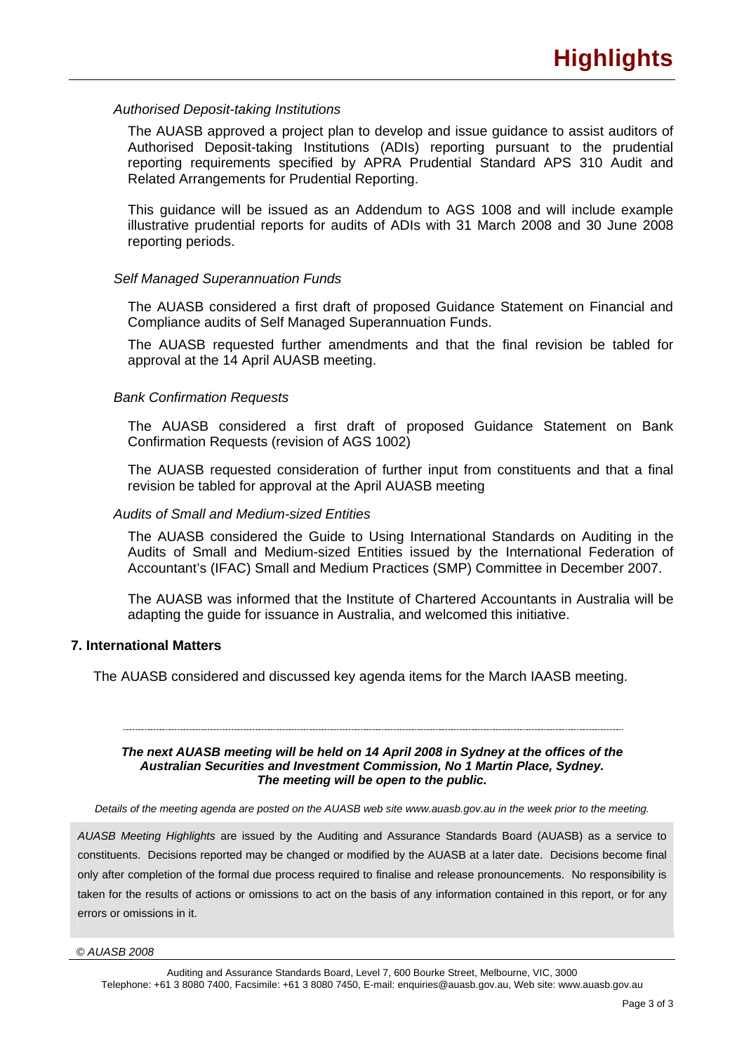*Authorised Deposit-taking Institutions*

The AUASB approved a project plan to develop and issue guidance to assist auditors of Authorised Deposit-taking Institutions (ADIs) reporting pursuant to the prudential reporting requirements specified by APRA Prudential Standard APS 310 Audit and Related Arrangements for Prudential Reporting.

This guidance will be issued as an Addendum to AGS 1008 and will include example illustrative prudential reports for audits of ADIs with 31 March 2008 and 30 June 2008 reporting periods.

*Self Managed Superannuation Funds*

The AUASB considered a first draft of proposed Guidance Statement on Financial and Compliance audits of Self Managed Superannuation Funds.

The AUASB requested further amendments and that the final revision be tabled for approval at the 14 April AUASB meeting.

*Bank Confirmation Requests*

The AUASB considered a first draft of proposed Guidance Statement on Bank Confirmation Requests (revision of AGS 1002)

The AUASB requested consideration of further input from constituents and that a final revision be tabled for approval at the April AUASB meeting

*Audits of Small and Medium-sized Entities*

The AUASB considered the Guide to Using International Standards on Auditing in the Audits of Small and Medium-sized Entities issued by the International Federation of Accountant's (IFAC) Small and Medium Practices (SMP) Committee in December 2007.

The AUASB was informed that the Institute of Chartered Accountants in Australia will be adapting the guide for issuance in Australia, and welcomed this initiative.

**7. International Matters**

The AUASB considered and discussed key agenda items for the March IAASB meeting.

---

***The next AUASB meeting will be held on 14 April 2008 in Sydney at the offices of the Australian Securities and Investment Commission, No 1 Martin Place, Sydney. The meeting will be open to the public.***

*Details of the meeting agenda are posted on the AUASB web site www.auasb.gov.au in the week prior to the meeting.*

*AUASB Meeting Highlights* are issued by the Auditing and Assurance Standards Board (AUASB) as a service to constituents. Decisions reported may be changed or modified by the AUASB at a later date. Decisions become final only after completion of the formal due process required to finalise and release pronouncements. No responsibility is taken for the results of actions or omissions to act on the basis of any information contained in this report, or for any errors or omissions in it.

*© AUASB 2008*

Auditing and Assurance Standards Board, Level 7, 600 Bourke Street, Melbourne, VIC, 3000
Telephone: +61 3 8080 7400, Facsimile: +61 3 8080 7450, E-mail: enquiries@auasb.gov.au, Web site: www.auasb.gov.au